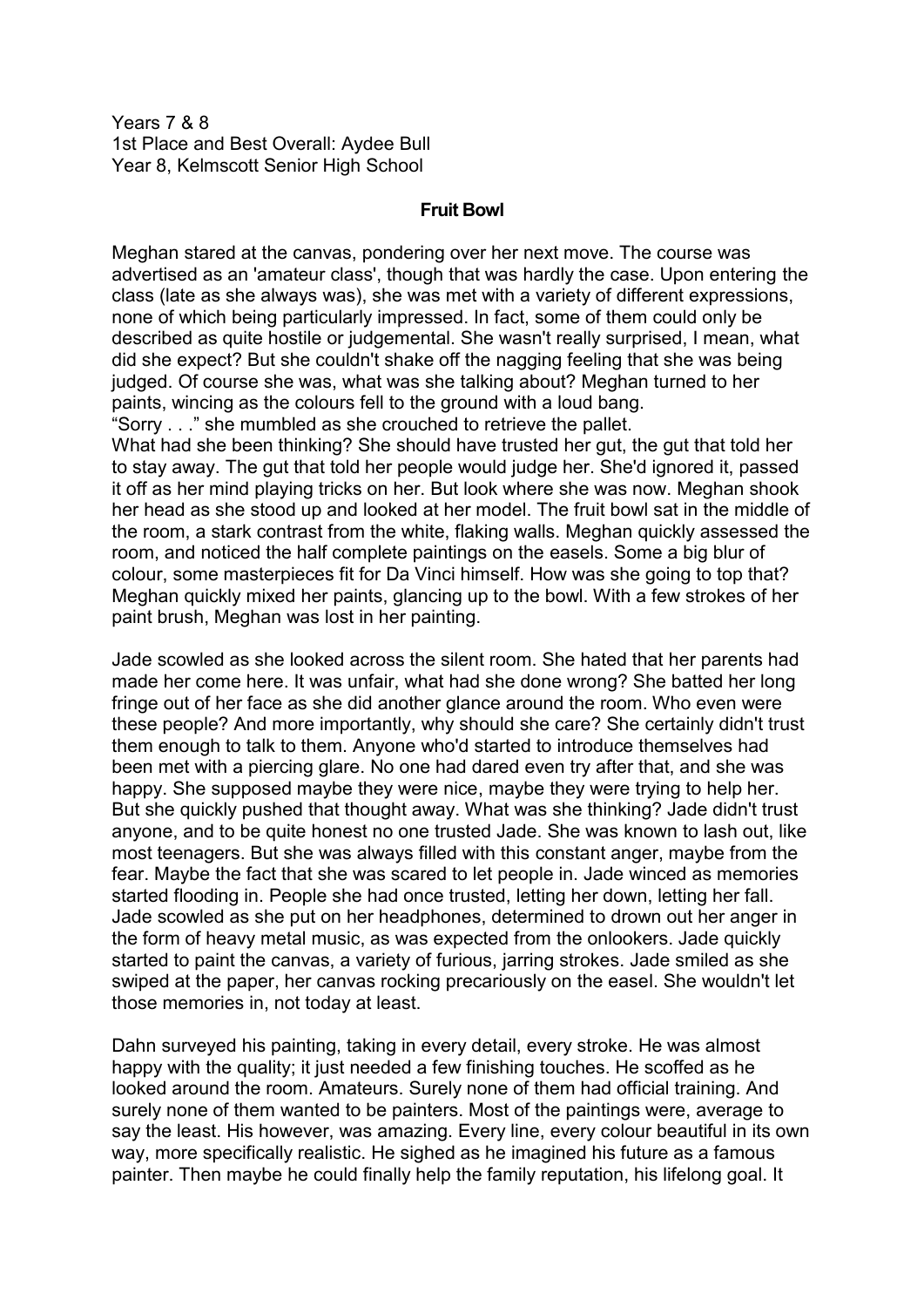Years 7 & 8
1st Place and Best Overall: Aydee Bull
Year 8, Kelmscott Senior High School

## Fruit Bowl

Meghan stared at the canvas, pondering over her next move. The course was advertised as an 'amateur class', though that was hardly the case. Upon entering the class (late as she always was), she was met with a variety of different expressions, none of which being particularly impressed. In fact, some of them could only be described as quite hostile or judgemental. She wasn't really surprised, I mean, what did she expect? But she couldn't shake off the nagging feeling that she was being judged. Of course she was, what was she talking about? Meghan turned to her paints, wincing as the colours fell to the ground with a loud bang.
"Sorry . . ." she mumbled as she crouched to retrieve the pallet.
What had she been thinking? She should have trusted her gut, the gut that told her to stay away. The gut that told her people would judge her. She'd ignored it, passed it off as her mind playing tricks on her. But look where she was now. Meghan shook her head as she stood up and looked at her model. The fruit bowl sat in the middle of the room, a stark contrast from the white, flaking walls. Meghan quickly assessed the room, and noticed the half complete paintings on the easels. Some a big blur of colour, some masterpieces fit for Da Vinci himself. How was she going to top that? Meghan quickly mixed her paints, glancing up to the bowl. With a few strokes of her paint brush, Meghan was lost in her painting.

Jade scowled as she looked across the silent room. She hated that her parents had made her come here. It was unfair, what had she done wrong? She batted her long fringe out of her face as she did another glance around the room. Who even were these people? And more importantly, why should she care? She certainly didn't trust them enough to talk to them. Anyone who'd started to introduce themselves had been met with a piercing glare. No one had dared even try after that, and she was happy. She supposed maybe they were nice, maybe they were trying to help her. But she quickly pushed that thought away. What was she thinking? Jade didn't trust anyone, and to be quite honest no one trusted Jade. She was known to lash out, like most teenagers. But she was always filled with this constant anger, maybe from the fear. Maybe the fact that she was scared to let people in. Jade winced as memories started flooding in. People she had once trusted, letting her down, letting her fall. Jade scowled as she put on her headphones, determined to drown out her anger in the form of heavy metal music, as was expected from the onlookers. Jade quickly started to paint the canvas, a variety of furious, jarring strokes. Jade smiled as she swiped at the paper, her canvas rocking precariously on the easel. She wouldn't let those memories in, not today at least.

Dahn surveyed his painting, taking in every detail, every stroke. He was almost happy with the quality; it just needed a few finishing touches. He scoffed as he looked around the room. Amateurs. Surely none of them had official training. And surely none of them wanted to be painters. Most of the paintings were, average to say the least. His however, was amazing. Every line, every colour beautiful in its own way, more specifically realistic. He sighed as he imagined his future as a famous painter. Then maybe he could finally help the family reputation, his lifelong goal. It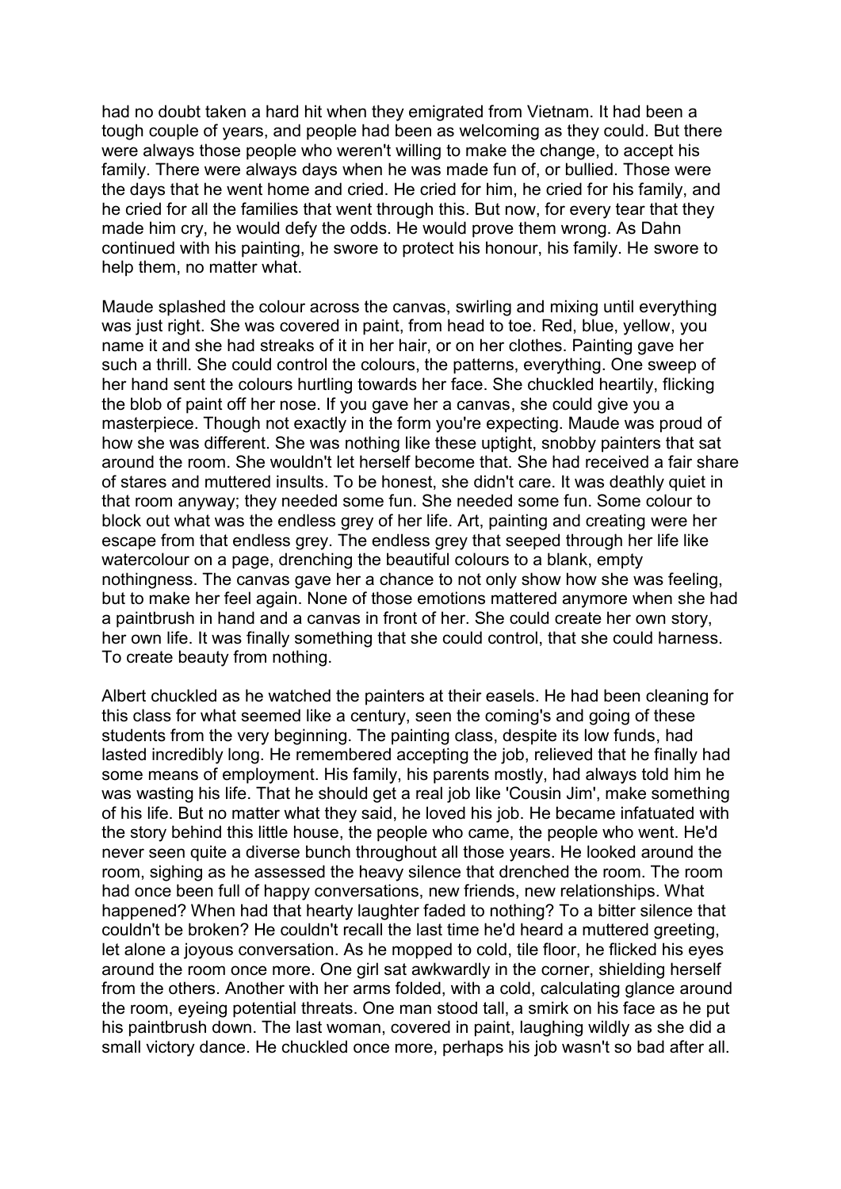had no doubt taken a hard hit when they emigrated from Vietnam. It had been a tough couple of years, and people had been as welcoming as they could. But there were always those people who weren't willing to make the change, to accept his family. There were always days when he was made fun of, or bullied. Those were the days that he went home and cried. He cried for him, he cried for his family, and he cried for all the families that went through this. But now, for every tear that they made him cry, he would defy the odds. He would prove them wrong. As Dahn continued with his painting, he swore to protect his honour, his family. He swore to help them, no matter what.

Maude splashed the colour across the canvas, swirling and mixing until everything was just right. She was covered in paint, from head to toe. Red, blue, yellow, you name it and she had streaks of it in her hair, or on her clothes. Painting gave her such a thrill. She could control the colours, the patterns, everything. One sweep of her hand sent the colours hurtling towards her face. She chuckled heartily, flicking the blob of paint off her nose. If you gave her a canvas, she could give you a masterpiece. Though not exactly in the form you're expecting. Maude was proud of how she was different. She was nothing like these uptight, snobby painters that sat around the room. She wouldn't let herself become that. She had received a fair share of stares and muttered insults. To be honest, she didn't care. It was deathly quiet in that room anyway; they needed some fun. She needed some fun. Some colour to block out what was the endless grey of her life. Art, painting and creating were her escape from that endless grey. The endless grey that seeped through her life like watercolour on a page, drenching the beautiful colours to a blank, empty nothingness. The canvas gave her a chance to not only show how she was feeling, but to make her feel again. None of those emotions mattered anymore when she had a paintbrush in hand and a canvas in front of her. She could create her own story, her own life. It was finally something that she could control, that she could harness. To create beauty from nothing.

Albert chuckled as he watched the painters at their easels. He had been cleaning for this class for what seemed like a century, seen the coming's and going of these students from the very beginning. The painting class, despite its low funds, had lasted incredibly long. He remembered accepting the job, relieved that he finally had some means of employment. His family, his parents mostly, had always told him he was wasting his life. That he should get a real job like 'Cousin Jim', make something of his life. But no matter what they said, he loved his job. He became infatuated with the story behind this little house, the people who came, the people who went. He'd never seen quite a diverse bunch throughout all those years. He looked around the room, sighing as he assessed the heavy silence that drenched the room. The room had once been full of happy conversations, new friends, new relationships. What happened? When had that hearty laughter faded to nothing? To a bitter silence that couldn't be broken? He couldn't recall the last time he'd heard a muttered greeting, let alone a joyous conversation. As he mopped to cold, tile floor, he flicked his eyes around the room once more. One girl sat awkwardly in the corner, shielding herself from the others. Another with her arms folded, with a cold, calculating glance around the room, eyeing potential threats. One man stood tall, a smirk on his face as he put his paintbrush down. The last woman, covered in paint, laughing wildly as she did a small victory dance. He chuckled once more, perhaps his job wasn't so bad after all.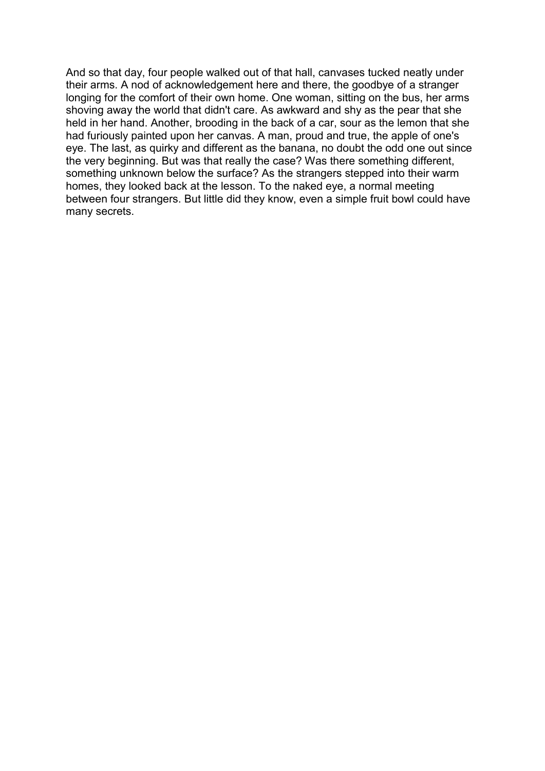And so that day, four people walked out of that hall, canvases tucked neatly under their arms. A nod of acknowledgement here and there, the goodbye of a stranger longing for the comfort of their own home. One woman, sitting on the bus, her arms shoving away the world that didn't care. As awkward and shy as the pear that she held in her hand. Another, brooding in the back of a car, sour as the lemon that she had furiously painted upon her canvas. A man, proud and true, the apple of one's eye. The last, as quirky and different as the banana, no doubt the odd one out since the very beginning. But was that really the case? Was there something different, something unknown below the surface? As the strangers stepped into their warm homes, they looked back at the lesson. To the naked eye, a normal meeting between four strangers. But little did they know, even a simple fruit bowl could have many secrets.